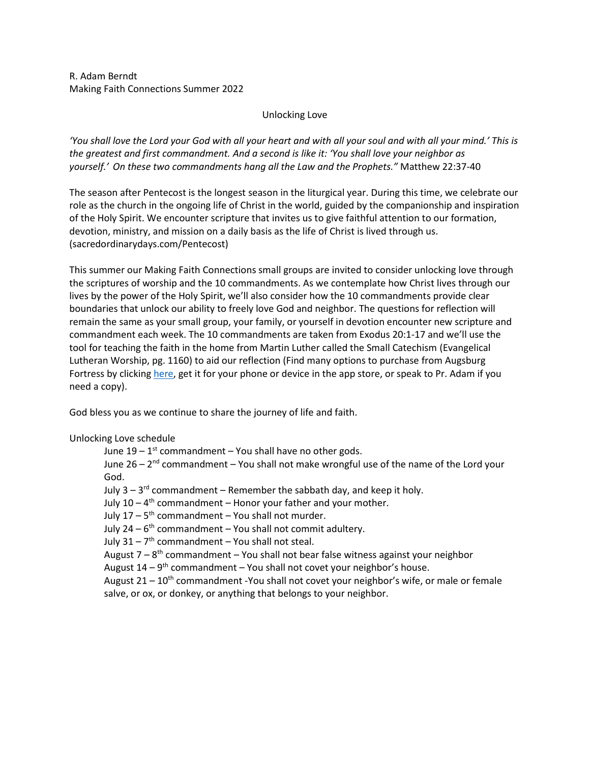R. Adam Berndt
Making Faith Connections Summer 2022

## Unlocking Love

*'You shall love the Lord your God with all your heart and with all your soul and with all your mind.' This is the greatest and first commandment. And a second is like it: 'You shall love your neighbor as yourself.' On these two commandments hang all the Law and the Prophets."* Matthew 22:37-40

The season after Pentecost is the longest season in the liturgical year. During this time, we celebrate our role as the church in the ongoing life of Christ in the world, guided by the companionship and inspiration of the Holy Spirit. We encounter scripture that invites us to give faithful attention to our formation, devotion, ministry, and mission on a daily basis as the life of Christ is lived through us. (sacredordinarydays.com/Pentecost)

This summer our Making Faith Connections small groups are invited to consider unlocking love through the scriptures of worship and the 10 commandments. As we contemplate how Christ lives through our lives by the power of the Holy Spirit, we'll also consider how the 10 commandments provide clear boundaries that unlock our ability to freely love God and neighbor. The questions for reflection will remain the same as your small group, your family, or yourself in devotion encounter new scripture and commandment each week. The 10 commandments are taken from Exodus 20:1-17 and we'll use the tool for teaching the faith in the home from Martin Luther called the Small Catechism (Evangelical Lutheran Worship, pg. 1160) to aid our reflection (Find many options to purchase from Augsburg Fortress by clicking here, get it for your phone or device in the app store, or speak to Pr. Adam if you need a copy).

God bless you as we continue to share the journey of life and faith.

Unlocking Love schedule

- June 19 – 1st commandment – You shall have no other gods.
- June 26 – 2nd commandment – You shall not make wrongful use of the name of the Lord your God.
- July 3 – 3rd commandment – Remember the sabbath day, and keep it holy.
- July 10 – 4th commandment – Honor your father and your mother.
- July 17 – 5th commandment – You shall not murder.
- July 24 – 6th commandment – You shall not commit adultery.
- July 31 – 7th commandment – You shall not steal.
- August 7 – 8th commandment – You shall not bear false witness against your neighbor
- August 14 – 9th commandment – You shall not covet your neighbor's house.
- August 21 – 10th commandment -You shall not covet your neighbor's wife, or male or female salve, or ox, or donkey, or anything that belongs to your neighbor.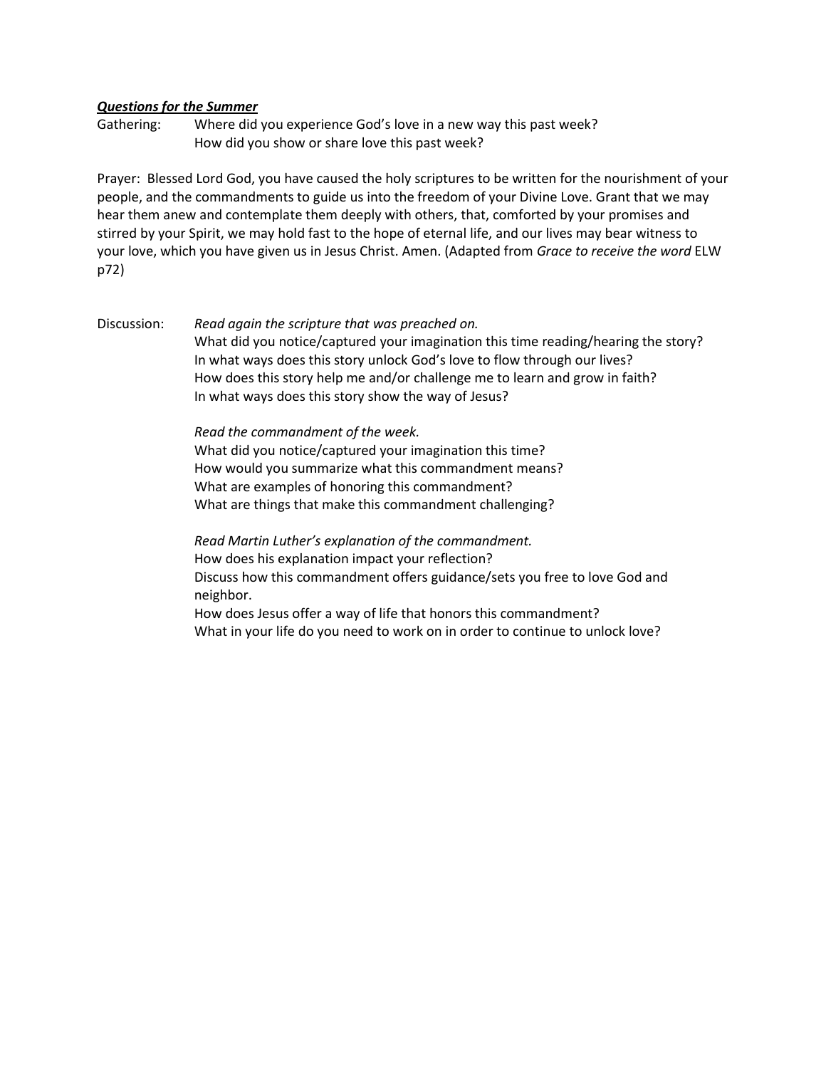***Questions for the Summer***

Gathering: Where did you experience God's love in a new way this past week?
How did you show or share love this past week?

Prayer: Blessed Lord God, you have caused the holy scriptures to be written for the nourishment of your people, and the commandments to guide us into the freedom of your Divine Love. Grant that we may hear them anew and contemplate them deeply with others, that, comforted by your promises and stirred by your Spirit, we may hold fast to the hope of eternal life, and our lives may bear witness to your love, which you have given us in Jesus Christ. Amen. (Adapted from *Grace to receive the word* ELW p72)

Discussion: *Read again the scripture that was preached on.*
What did you notice/captured your imagination this time reading/hearing the story?
In what ways does this story unlock God's love to flow through our lives?
How does this story help me and/or challenge me to learn and grow in faith?
In what ways does this story show the way of Jesus?

*Read the commandment of the week.*
What did you notice/captured your imagination this time?
How would you summarize what this commandment means?
What are examples of honoring this commandment?
What are things that make this commandment challenging?

*Read Martin Luther's explanation of the commandment.*
How does his explanation impact your reflection?
Discuss how this commandment offers guidance/sets you free to love God and neighbor.
How does Jesus offer a way of life that honors this commandment?
What in your life do you need to work on in order to continue to unlock love?